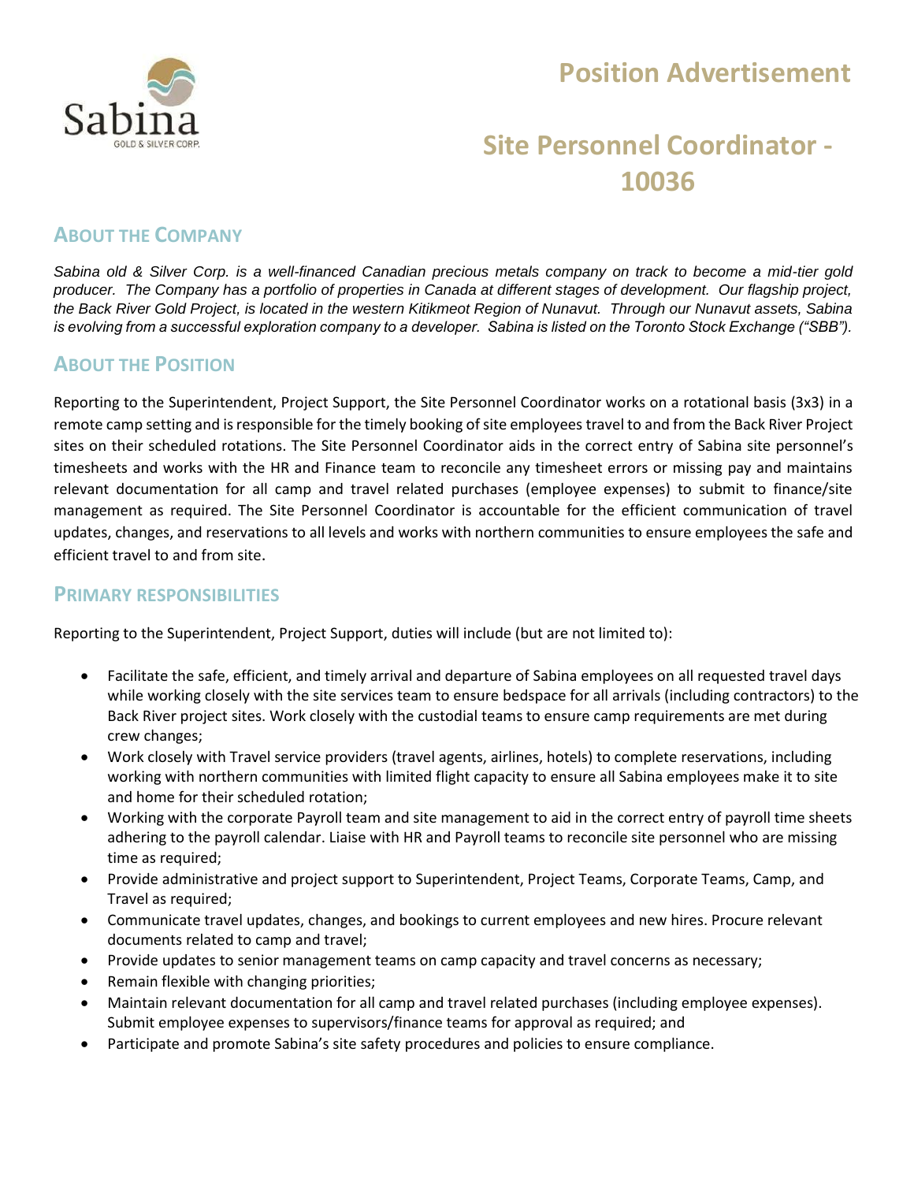# Position Advertisement

# Site Personnel Coordinator - 10036

## About the Company

*Sabina old & Silver Corp. is a well-financed Canadian precious metals company on track to become a mid-tier gold producer. The Company has a portfolio of properties in Canada at different stages of development. Our flagship project, the Back River Gold Project, is located in the western Kitikmeot Region of Nunavut. Through our Nunavut assets, Sabina is evolving from a successful exploration company to a developer. Sabina is listed on the Toronto Stock Exchange ("SBB").*

## About the Position

Reporting to the Superintendent, Project Support, the Site Personnel Coordinator works on a rotational basis (3x3) in a remote camp setting and is responsible for the timely booking of site employees travel to and from the Back River Project sites on their scheduled rotations. The Site Personnel Coordinator aids in the correct entry of Sabina site personnel's timesheets and works with the HR and Finance team to reconcile any timesheet errors or missing pay and maintains relevant documentation for all camp and travel related purchases (employee expenses) to submit to finance/site management as required. The Site Personnel Coordinator is accountable for the efficient communication of travel updates, changes, and reservations to all levels and works with northern communities to ensure employees the safe and efficient travel to and from site.

## Primary Responsibilities

Reporting to the Superintendent, Project Support, duties will include (but are not limited to):

- Facilitate the safe, efficient, and timely arrival and departure of Sabina employees on all requested travel days while working closely with the site services team to ensure bedspace for all arrivals (including contractors) to the Back River project sites. Work closely with the custodial teams to ensure camp requirements are met during crew changes;
- Work closely with Travel service providers (travel agents, airlines, hotels) to complete reservations, including working with northern communities with limited flight capacity to ensure all Sabina employees make it to site and home for their scheduled rotation;
- Working with the corporate Payroll team and site management to aid in the correct entry of payroll time sheets adhering to the payroll calendar. Liaise with HR and Payroll teams to reconcile site personnel who are missing time as required;
- Provide administrative and project support to Superintendent, Project Teams, Corporate Teams, Camp, and Travel as required;
- Communicate travel updates, changes, and bookings to current employees and new hires. Procure relevant documents related to camp and travel;
- Provide updates to senior management teams on camp capacity and travel concerns as necessary;
- Remain flexible with changing priorities;
- Maintain relevant documentation for all camp and travel related purchases (including employee expenses). Submit employee expenses to supervisors/finance teams for approval as required; and
- Participate and promote Sabina's site safety procedures and policies to ensure compliance.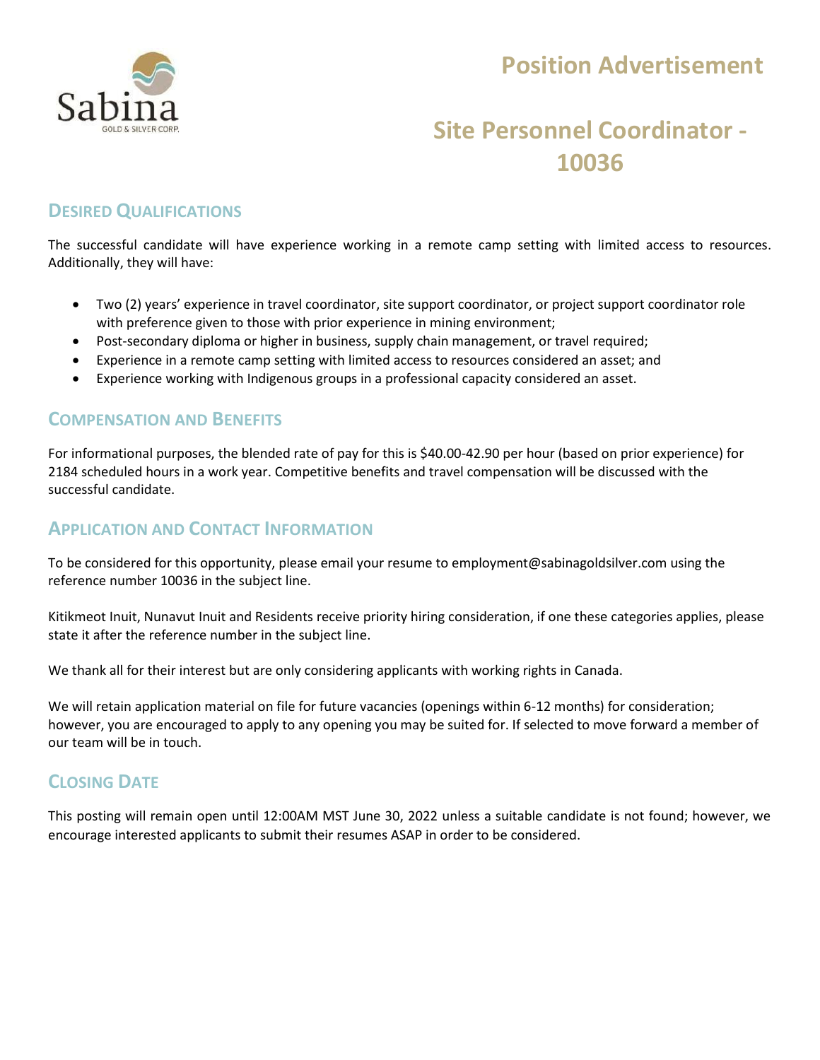# Position Advertisement

# Site Personnel Coordinator - 10036

## Desired Qualifications

The successful candidate will have experience working in a remote camp setting with limited access to resources. Additionally, they will have:

- Two (2) years' experience in travel coordinator, site support coordinator, or project support coordinator role with preference given to those with prior experience in mining environment;
- Post-secondary diploma or higher in business, supply chain management, or travel required;
- Experience in a remote camp setting with limited access to resources considered an asset; and
- Experience working with Indigenous groups in a professional capacity considered an asset.

## Compensation and Benefits

For informational purposes, the blended rate of pay for this is $40.00-42.90 per hour (based on prior experience) for 2184 scheduled hours in a work year. Competitive benefits and travel compensation will be discussed with the successful candidate.

## Application and Contact Information

To be considered for this opportunity, please email your resume to employment@sabinagoldsilver.com using the reference number 10036 in the subject line.

Kitikmeot Inuit, Nunavut Inuit and Residents receive priority hiring consideration, if one these categories applies, please state it after the reference number in the subject line.

We thank all for their interest but are only considering applicants with working rights in Canada.

We will retain application material on file for future vacancies (openings within 6-12 months) for consideration; however, you are encouraged to apply to any opening you may be suited for. If selected to move forward a member of our team will be in touch.

## Closing Date

This posting will remain open until 12:00AM MST June 30, 2022 unless a suitable candidate is not found; however, we encourage interested applicants to submit their resumes ASAP in order to be considered.